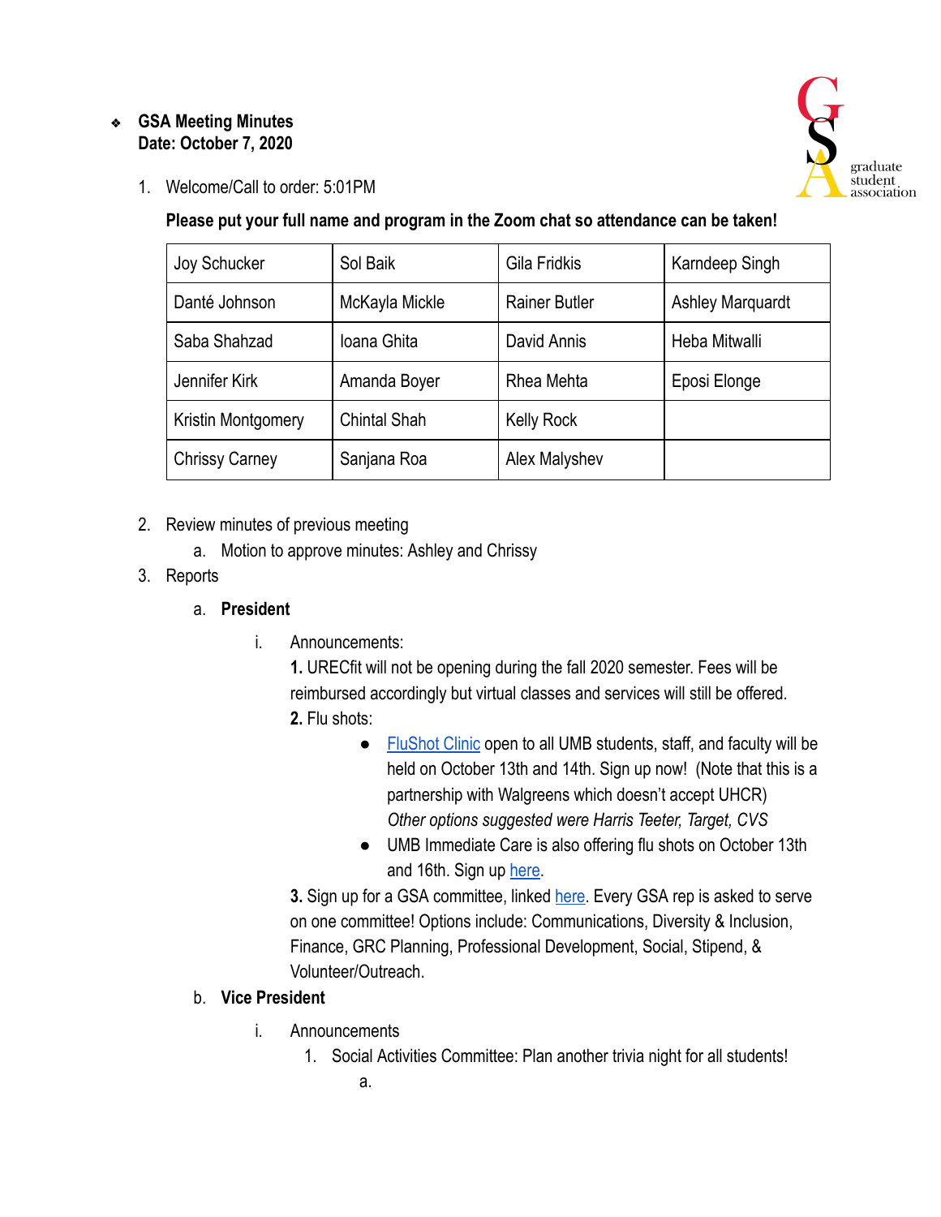- **GSA Meeting Minutes**
  **Date: October 7, 2020**

graduate student association

1. Welcome/Call to order: 5:01PM

   **Please put your full name and program in the Zoom chat so attendance can be taken!**

| Joy Schucker | Sol Baik | Gila Fridkis | Karndeep Singh |
|---|---|---|---|
| Danté Johnson | McKayla Mickle | Rainer Butler | Ashley Marquardt |
| Saba Shahzad | Ioana Ghita | David Annis | Heba Mitwalli |
| Jennifer Kirk | Amanda Boyer | Rhea Mehta | Eposi Elonge |
| Kristin Montgomery | Chintal Shah | Kelly Rock | |
| Chrissy Carney | Sanjana Roa | Alex Malyshev | |

2. Review minutes of previous meeting
   a. Motion to approve minutes: Ashley and Chrissy
3. Reports
   a. **President**
      i. Announcements:
         **1.** URECfit will not be opening during the fall 2020 semester. Fees will be reimbursed accordingly but virtual classes and services will still be offered.
         **2.** Flu shots:
         - FluShot Clinic open to all UMB students, staff, and faculty will be held on October 13th and 14th. Sign up now! (Note that this is a partnership with Walgreens which doesn't accept UHCR) *Other options suggested were Harris Teeter, Target, CVS*
         - UMB Immediate Care is also offering flu shots on October 13th and 16th. Sign up here.

         **3.** Sign up for a GSA committee, linked here. Every GSA rep is asked to serve on one committee! Options include: Communications, Diversity & Inclusion, Finance, GRC Planning, Professional Development, Social, Stipend, & Volunteer/Outreach.
   b. **Vice President**
      i. Announcements
         1. Social Activities Committee: Plan another trivia night for all students!
            a.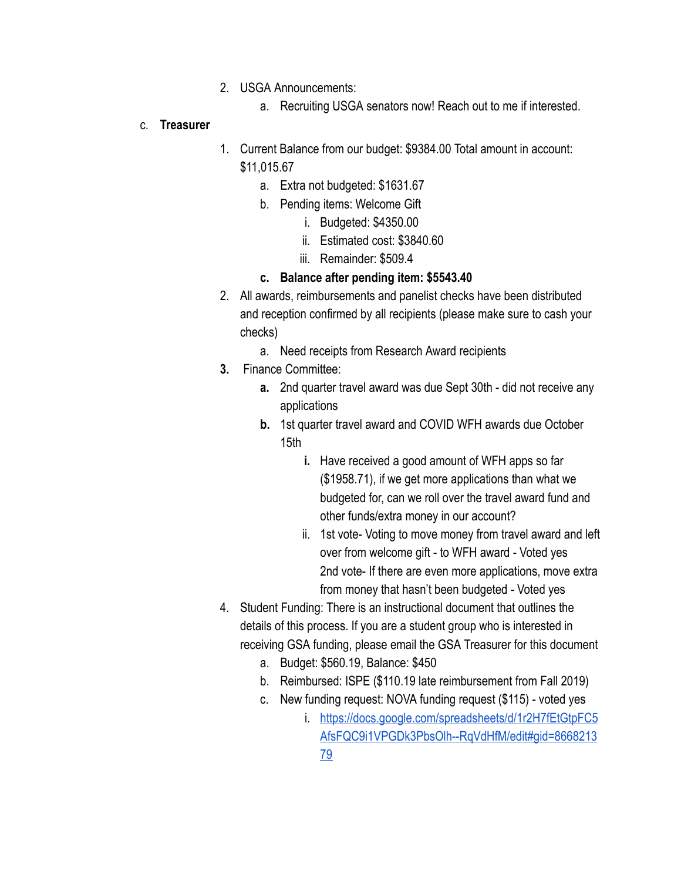2. USGA Announcements:
    a. Recruiting USGA senators now! Reach out to me if interested.

c. **Treasurer**

1. Current Balance from our budget: $9384.00 Total amount in account: $11,015.67
    a. Extra not budgeted: $1631.67
    b. Pending items: Welcome Gift
        i. Budgeted: $4350.00
        ii. Estimated cost: $3840.60
        iii. Remainder: $509.4
    c. **Balance after pending item: $5543.40**
2. All awards, reimbursements and panelist checks have been distributed and reception confirmed by all recipients (please make sure to cash your checks)
    a. Need receipts from Research Award recipients
3. Finance Committee:
    a. 2nd quarter travel award was due Sept 30th - did not receive any applications
    b. 1st quarter travel award and COVID WFH awards due October 15th
        i. Have received a good amount of WFH apps so far ($1958.71), if we get more applications than what we budgeted for, can we roll over the travel award fund and other funds/extra money in our account?
        ii. 1st vote- Voting to move money from travel award and left over from welcome gift - to WFH award - Voted yes
            2nd vote- If there are even more applications, move extra from money that hasn't been budgeted - Voted yes
4. Student Funding: There is an instructional document that outlines the details of this process. If you are a student group who is interested in receiving GSA funding, please email the GSA Treasurer for this document
    a. Budget: $560.19, Balance: $450
    b. Reimbursed: ISPE ($110.19 late reimbursement from Fall 2019)
    c. New funding request: NOVA funding request ($115) - voted yes
        i. https://docs.google.com/spreadsheets/d/1r2H7fEtGtpFC5AfsFQC9i1VPGDk3PbsOlh--RqVdHfM/edit#gid=866821379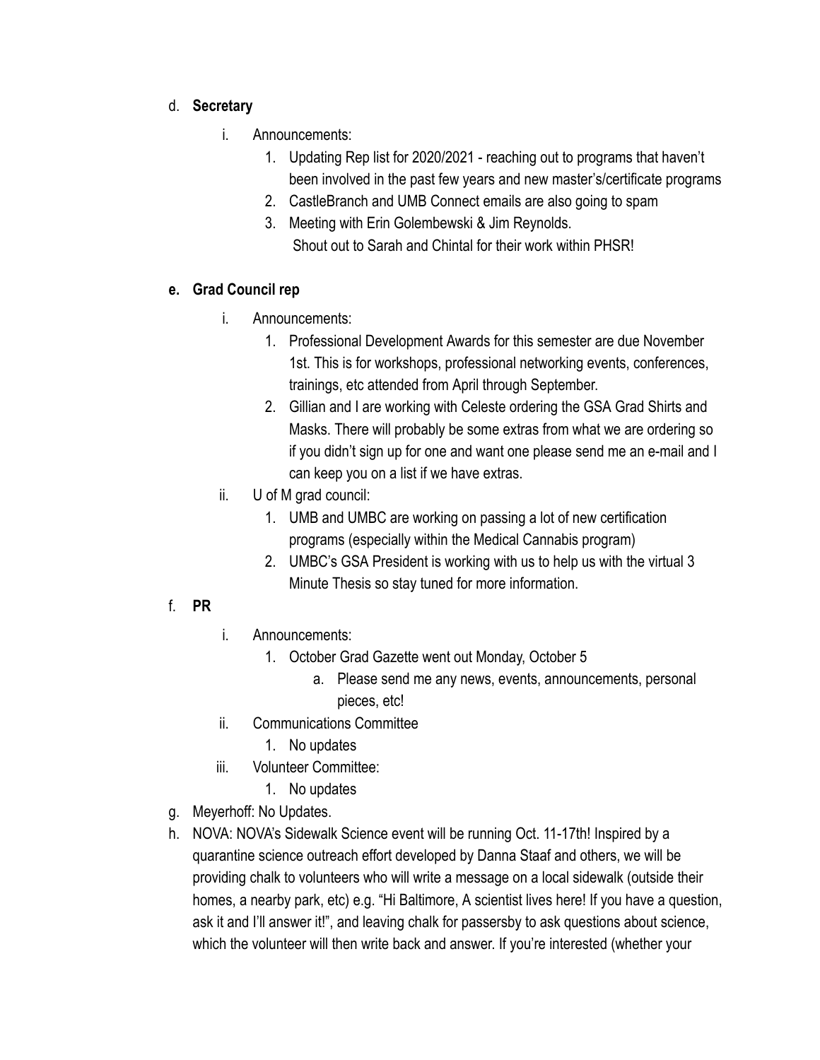d. **Secretary**

   i. Announcements:

      1. Updating Rep list for 2020/2021 - reaching out to programs that haven't been involved in the past few years and new master's/certificate programs
      2. CastleBranch and UMB Connect emails are also going to spam
      3. Meeting with Erin Golembewski & Jim Reynolds.
         Shout out to Sarah and Chintal for their work within PHSR!

e. **Grad Council rep**

   i. Announcements:

      1. Professional Development Awards for this semester are due November 1st. This is for workshops, professional networking events, conferences, trainings, etc attended from April through September.
      2. Gillian and I are working with Celeste ordering the GSA Grad Shirts and Masks. There will probably be some extras from what we are ordering so if you didn't sign up for one and want one please send me an e-mail and I can keep you on a list if we have extras.

   ii. U of M grad council:

      1. UMB and UMBC are working on passing a lot of new certification programs (especially within the Medical Cannabis program)
      2. UMBC's GSA President is working with us to help us with the virtual 3 Minute Thesis so stay tuned for more information.

f. **PR**

   i. Announcements:

      1. October Grad Gazette went out Monday, October 5
         a. Please send me any news, events, announcements, personal pieces, etc!

   ii. Communications Committee

      1. No updates

   iii. Volunteer Committee:

      1. No updates

g. Meyerhoff: No Updates.

h. NOVA: NOVA's Sidewalk Science event will be running Oct. 11-17th! Inspired by a quarantine science outreach effort developed by Danna Staaf and others, we will be providing chalk to volunteers who will write a message on a local sidewalk (outside their homes, a nearby park, etc) e.g. "Hi Baltimore, A scientist lives here! If you have a question, ask it and I'll answer it!", and leaving chalk for passersby to ask questions about science, which the volunteer will then write back and answer. If you're interested (whether your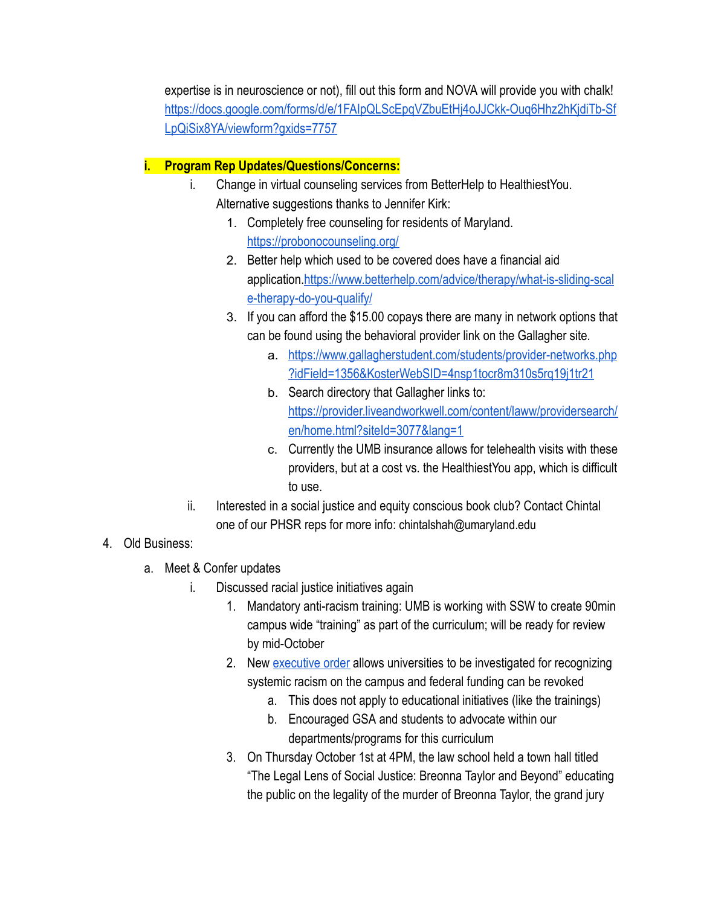expertise is in neuroscience or not), fill out this form and NOVA will provide you with chalk! [https://docs.google.com/forms/d/e/1FAIpQLScEpqVZbuEtHj4oJJCkk-Ouq6Hhz2hKjdiTb-SfLpQiSix8YA/viewform?gxids=7757](https://docs.google.com/forms/d/e/1FAIpQLScEpqVZbuEtHj4oJJCkk-Ouq6Hhz2hKjdiTb-SfLpQiSix8YA/viewform?gxids=7757)

- i. **Program Rep Updates/Questions/Concerns:**
    - i. Change in virtual counseling services from BetterHelp to HealthiestYou. Alternative suggestions thanks to Jennifer Kirk:
        1. Completely free counseling for residents of Maryland. [https://probonocounseling.org/](https://probonocounseling.org/)
        2. Better help which used to be covered does have a financial aid application.[https://www.betterhelp.com/advice/therapy/what-is-sliding-scale-therapy-do-you-qualify/](https://www.betterhelp.com/advice/therapy/what-is-sliding-scale-therapy-do-you-qualify/)
        3. If you can afford the $15.00 copays there are many in network options that can be found using the behavioral provider link on the Gallagher site.
            - a. [https://www.gallagherstudent.com/students/provider-networks.php?idField=1356&KosterWebSID=4nsp1tocr8m310s5rq19j1tr21](https://www.gallagherstudent.com/students/provider-networks.php?idField=1356&KosterWebSID=4nsp1tocr8m310s5rq19j1tr21)
            - b. Search directory that Gallagher links to: [https://provider.liveandworkwell.com/content/laww/providersearch/en/home.html?siteId=3077&lang=1](https://provider.liveandworkwell.com/content/laww/providersearch/en/home.html?siteId=3077&lang=1)
            - c. Currently the UMB insurance allows for telehealth visits with these providers, but at a cost vs. the HealthiestYou app, which is difficult to use.
    - ii. Interested in a social justice and equity conscious book club? Contact Chintal one of our PHSR reps for more info: chintalshah@umaryland.edu

4. Old Business:
    - a. Meet & Confer updates
        - i. Discussed racial justice initiatives again
            1. Mandatory anti-racism training: UMB is working with SSW to create 90min campus wide "training" as part of the curriculum; will be ready for review by mid-October
            2. New [executive order](#) allows universities to be investigated for recognizing systemic racism on the campus and federal funding can be revoked
                - a. This does not apply to educational initiatives (like the trainings)
                - b. Encouraged GSA and students to advocate within our departments/programs for this curriculum
            3. On Thursday October 1st at 4PM, the law school held a town hall titled "The Legal Lens of Social Justice: Breonna Taylor and Beyond" educating the public on the legality of the murder of Breonna Taylor, the grand jury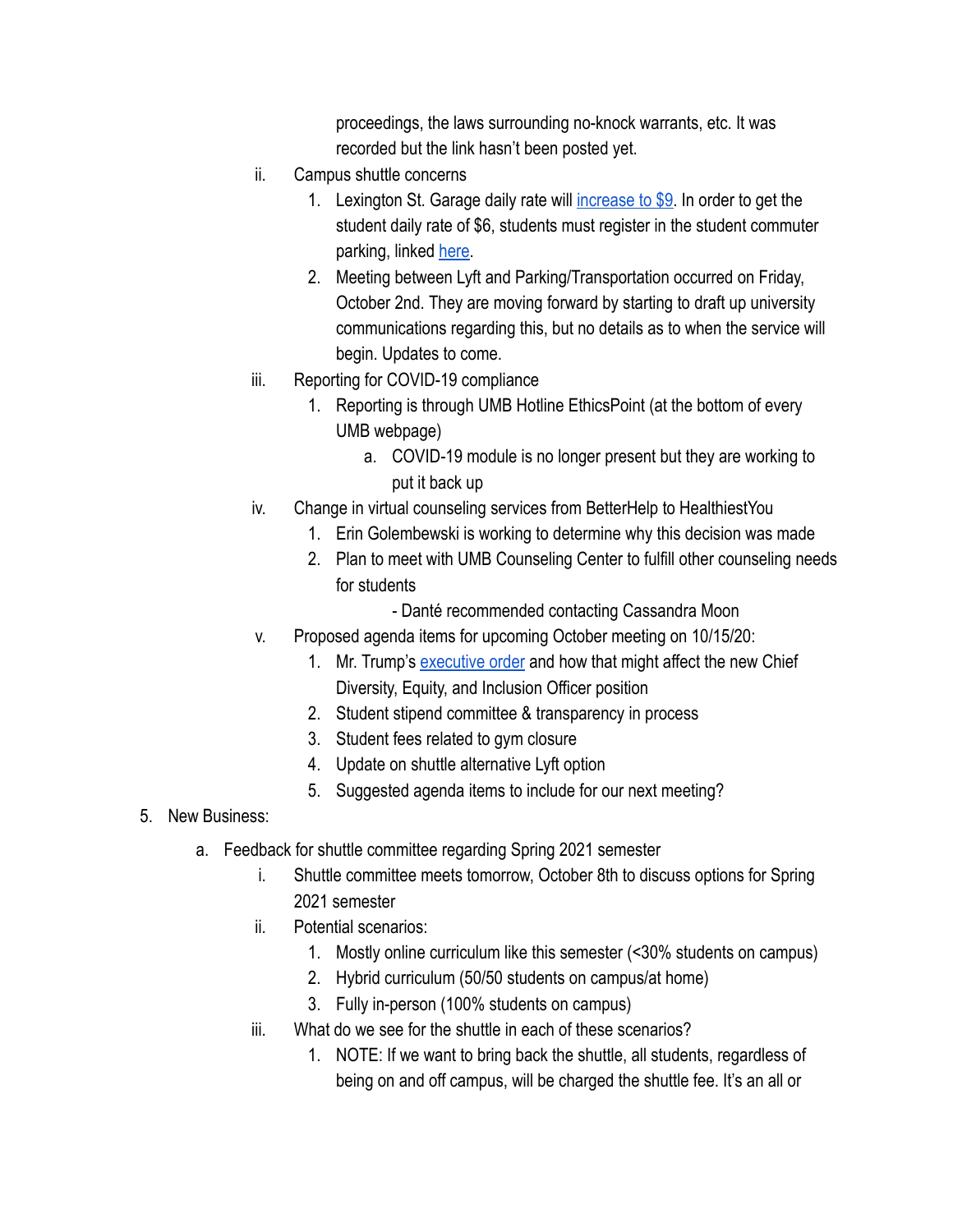proceedings, the laws surrounding no-knock warrants, etc. It was recorded but the link hasn't been posted yet.

ii. Campus shuttle concerns
   1. Lexington St. Garage daily rate will increase to $9. In order to get the student daily rate of $6, students must register in the student commuter parking, linked here.
   2. Meeting between Lyft and Parking/Transportation occurred on Friday, October 2nd. They are moving forward by starting to draft up university communications regarding this, but no details as to when the service will begin. Updates to come.

iii. Reporting for COVID-19 compliance
   1. Reporting is through UMB Hotline EthicsPoint (at the bottom of every UMB webpage)
      a. COVID-19 module is no longer present but they are working to put it back up

iv. Change in virtual counseling services from BetterHelp to HealthiestYou
   1. Erin Golembewski is working to determine why this decision was made
   2. Plan to meet with UMB Counseling Center to fulfill other counseling needs for students
      - Danté recommended contacting Cassandra Moon

v. Proposed agenda items for upcoming October meeting on 10/15/20:
   1. Mr. Trump's executive order and how that might affect the new Chief Diversity, Equity, and Inclusion Officer position
   2. Student stipend committee & transparency in process
   3. Student fees related to gym closure
   4. Update on shuttle alternative Lyft option
   5. Suggested agenda items to include for our next meeting?

5. New Business:
   a. Feedback for shuttle committee regarding Spring 2021 semester
      i. Shuttle committee meets tomorrow, October 8th to discuss options for Spring 2021 semester
      ii. Potential scenarios:
         1. Mostly online curriculum like this semester (<30% students on campus)
         2. Hybrid curriculum (50/50 students on campus/at home)
         3. Fully in-person (100% students on campus)
      iii. What do we see for the shuttle in each of these scenarios?
         1. NOTE: If we want to bring back the shuttle, all students, regardless of being on and off campus, will be charged the shuttle fee. It's an all or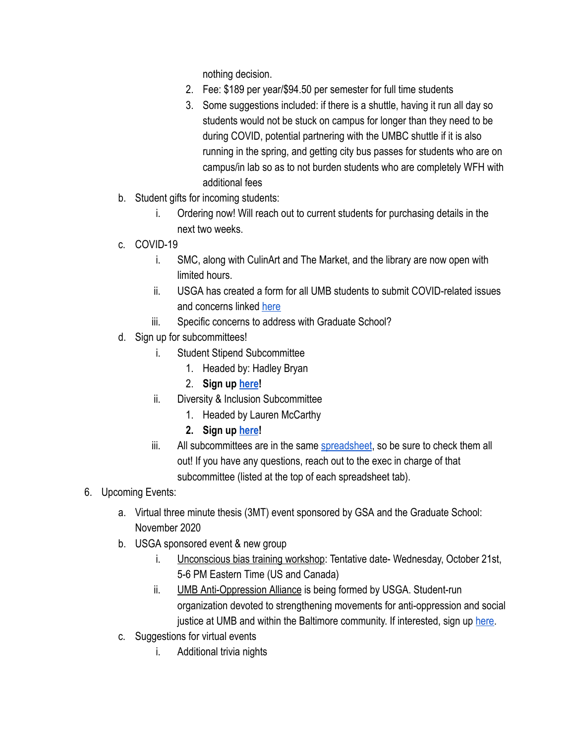nothing decision.

2. Fee: $189 per year/$94.50 per semester for full time students
3. Some suggestions included: if there is a shuttle, having it run all day so students would not be stuck on campus for longer than they need to be during COVID, potential partnering with the UMBC shuttle if it is also running in the spring, and getting city bus passes for students who are on campus/in lab so as to not burden students who are completely WFH with additional fees

b. Student gifts for incoming students:
   i. Ordering now! Will reach out to current students for purchasing details in the next two weeks.

c. COVID-19
   i. SMC, along with CulinArt and The Market, and the library are now open with limited hours.
   ii. USGA has created a form for all UMB students to submit COVID-related issues and concerns linked here
   iii. Specific concerns to address with Graduate School?

d. Sign up for subcommittees!
   i. Student Stipend Subcommittee
      1. Headed by: Hadley Bryan
      2. **Sign up here!**
   ii. Diversity & Inclusion Subcommittee
      1. Headed by Lauren McCarthy
      2. **Sign up here!**
   iii. All subcommittees are in the same spreadsheet, so be sure to check them all out! If you have any questions, reach out to the exec in charge of that subcommittee (listed at the top of each spreadsheet tab).

6. Upcoming Events:
   a. Virtual three minute thesis (3MT) event sponsored by GSA and the Graduate School: November 2020
   b. USGA sponsored event & new group
      i. Unconscious bias training workshop: Tentative date- Wednesday, October 21st, 5-6 PM Eastern Time (US and Canada)
      ii. UMB Anti-Oppression Alliance is being formed by USGA. Student-run organization devoted to strengthening movements for anti-oppression and social justice at UMB and within the Baltimore community. If interested, sign up here.
   c. Suggestions for virtual events
      i. Additional trivia nights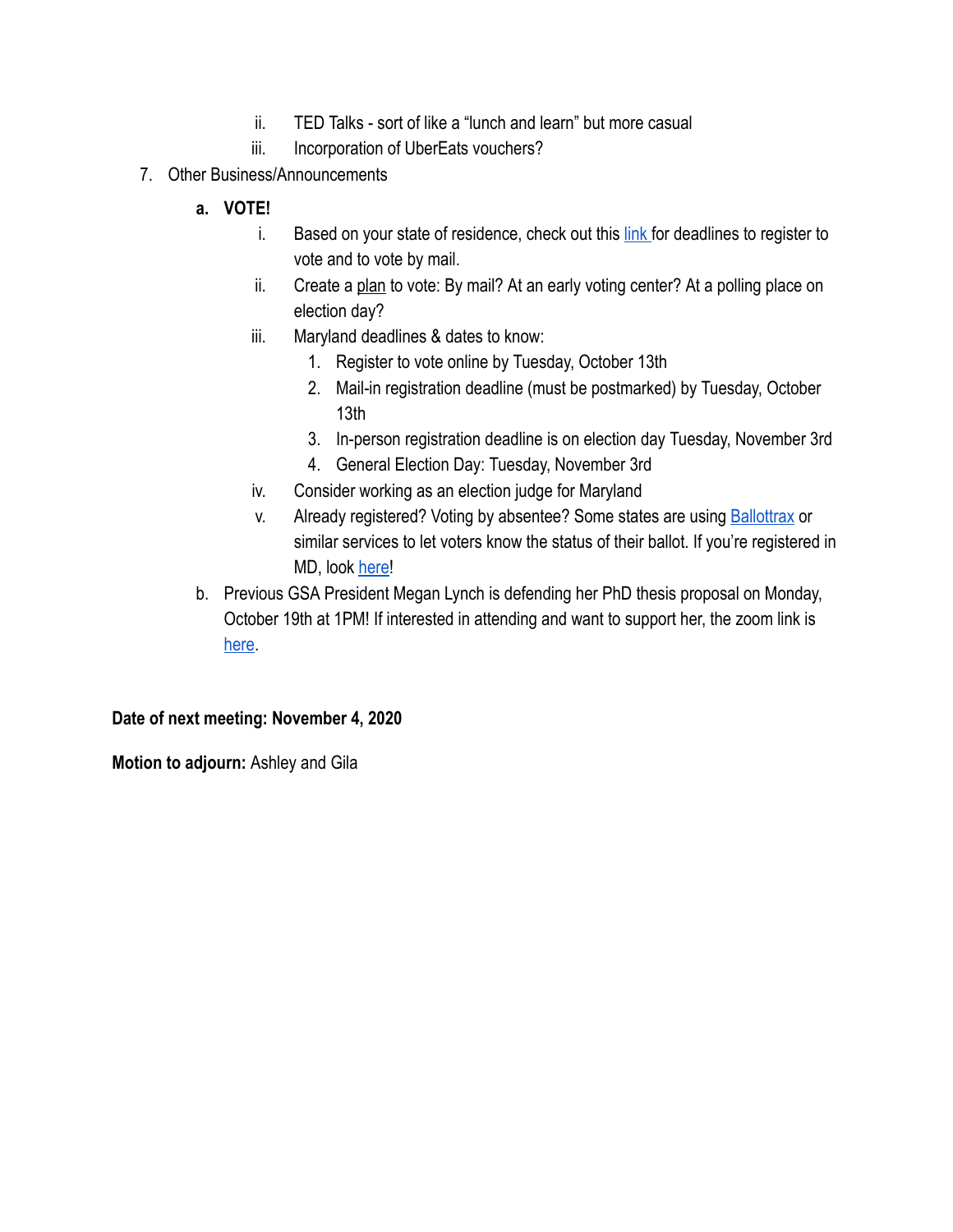ii. TED Talks - sort of like a "lunch and learn" but more casual
   iii. Incorporation of UberEats vouchers?

7. Other Business/Announcements
   a. **VOTE!**
      i. Based on your state of residence, check out this link for deadlines to register to vote and to vote by mail.
      ii. Create a plan to vote: By mail? At an early voting center? At a polling place on election day?
      iii. Maryland deadlines & dates to know:
         1. Register to vote online by Tuesday, October 13th
         2. Mail-in registration deadline (must be postmarked) by Tuesday, October 13th
         3. In-person registration deadline is on election day Tuesday, November 3rd
         4. General Election Day: Tuesday, November 3rd
      iv. Consider working as an election judge for Maryland
      v. Already registered? Voting by absentee? Some states are using Ballottrax or similar services to let voters know the status of their ballot. If you're registered in MD, look here!
   b. Previous GSA President Megan Lynch is defending her PhD thesis proposal on Monday, October 19th at 1PM! If interested in attending and want to support her, the zoom link is here.

**Date of next meeting: November 4, 2020**

**Motion to adjourn:** Ashley and Gila